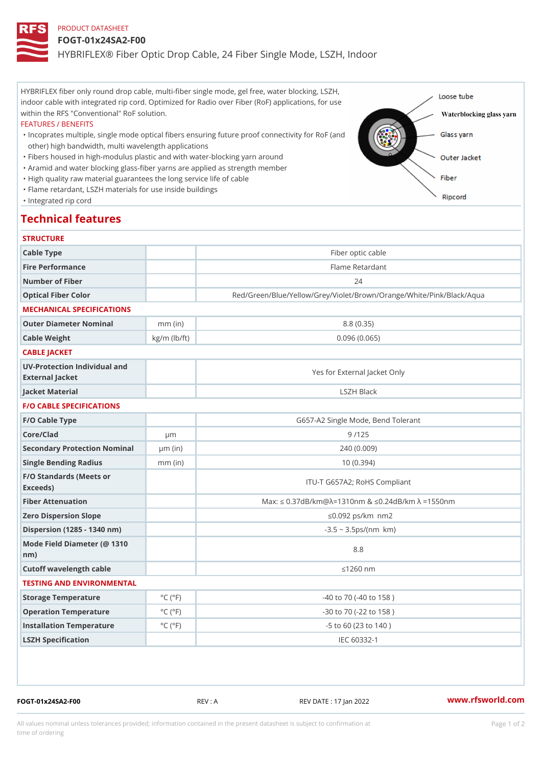PRODUCT DATASHEET

# FOGT-01x24SA2-F00

HYBRIFLEX® Fiber Optic Drop Cable, 24 Fiber Single Mode, LSZH, Indoor

HYBRIFLEX fiber only round drop cable, multi-fiber single mode, gel free, water blocking, LSZH, indoor cable with integrated rip cord. Optimized for Radio over Fiber (RoF) applications, for use within the RFS "Conventional" RoF solution.

FEATURES / BENEFITS

- Incoprates multiple, single mode optical fibers ensuring future proof connectivity for RoF (and other) high bandwidth, multi wavelength applications
- Fibers housed in high-modulus plastic and with water-blocking yarn around
- Aramid and water blocking glass-fiber yarns are applied as strength member
- High quality raw material guarantees the long service life of cable
- Flame retardant, LSZH materials for use inside buildings
- Integrated rip cord

Loose tube
Waterblocking glass yarn
Glass yarn
Outer Jacket
Fiber
Ripcord

## Technical features

### STRUCTURE

| | | |
|---|---|---|
| Cable Type | | Fiber optic cable |
| Fire Performance | | Flame Retardant |
| Number of Fiber | | 24 |
| Optical Fiber Color | | Red/Green/Blue/Yellow/Grey/Violet/Brown/Orange/White/Pink/Black/Aqua |

### MECHANICAL SPECIFICATIONS

| | | |
|---|---|---|
| Outer Diameter Nominal | mm (in) | 8.8 (0.35) |
| Cable Weight | kg/m (lb/ft) | 0.096 (0.065) |

### CABLE JACKET

| | | |
|---|---|---|
| UV-Protection Individual and External Jacket | | Yes for External Jacket Only |
| Jacket Material | | LSZH Black |

### F/O CABLE SPECIFICATIONS

| | | |
|---|---|---|
| F/O Cable Type | | G657-A2 Single Mode, Bend Tolerant |
| Core/Clad | μm | 9 /125 |
| Secondary Protection Nominal | μm (in) | 240 (0.009) |
| Single Bending Radius | mm (in) | 10 (0.394) |
| F/O Standards (Meets or Exceeds) | | ITU-T G657A2; RoHS Compliant |
| Fiber Attenuation | | Max: ≤ 0.37dB/km@λ=1310nm & ≤0.24dB/km λ =1550nm |
| Zero Dispersion Slope | | ≤0.092 ps/km nm2 |
| Dispersion (1285 - 1340 nm) | | -3.5 ~ 3.5ps/(nm km) |
| Mode Field Diameter (@ 1310 nm) | | 8.8 |
| Cutoff wavelength cable | | ≤1260 nm |

### TESTING AND ENVIRONMENTAL

| | | |
|---|---|---|
| Storage Temperature | °C (°F) | -40 to 70 (-40 to 158 ) |
| Operation Temperature | °C (°F) | -30 to 70 (-22 to 158 ) |
| Installation Temperature | °C (°F) | -5 to 60 (23 to 140 ) |
| LSZH Specification | | IEC 60332-1 |

FOGT-01x24SA2-F00 REV : A REV DATE : 17 Jan 2022 www.rfsworld.com

All values nominal unless tolerances provided; information contained in the present datasheet is subject to confirmation at time of ordering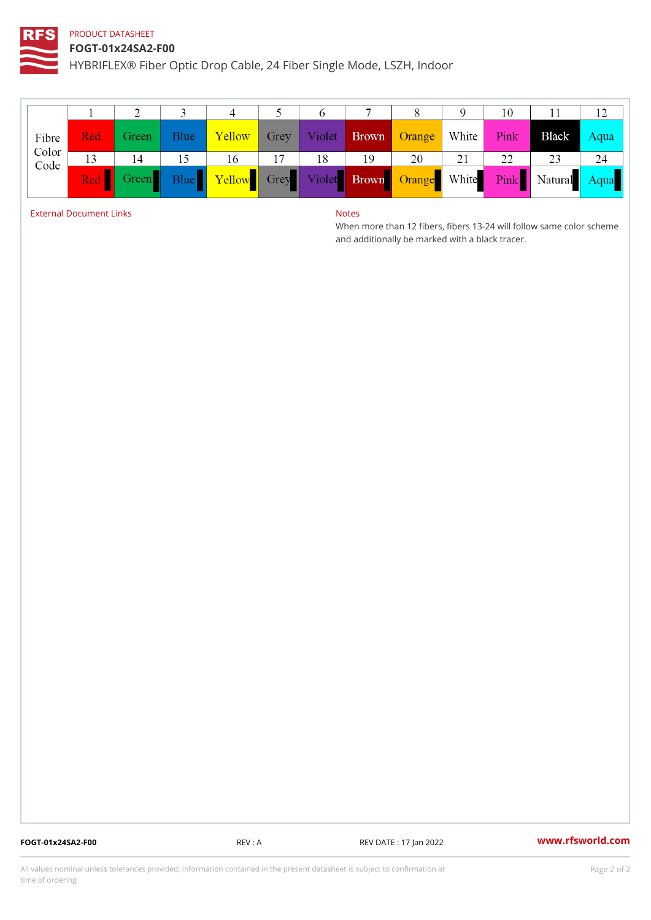PRODUCT DATASHEET

**FOGT-01x24SA2-F00**

HYBRIFLEX® Fiber Optic Drop Cable, 24 Fiber Single Mode, LSZH, Indoor

| | | | | | | | | | | | | |
|---|---|---|---|---|---|---|---|---|---|---|---|---|
| Fibre Color Code | 1 | 2 | 3 | 4 | 5 | 6 | 7 | 8 | 9 | 10 | 11 | 12 |
| | Red | Green | Blue | Yellow | Grey | Violet | Brown | Orange | White | Pink | Black | Aqua |
| | 13 | 14 | 15 | 16 | 17 | 18 | 19 | 20 | 21 | 22 | 23 | 24 |
| | Red | Green | Blue | Yellow | Grey | Violet | Brown | Orange | White | Pink | Natural | Aqua |

External Document Links

Notes

When more than 12 fibers, fibers 13-24 will follow same color scheme and additionally be marked with a black tracer.

FOGT-01x24SA2-F00 REV : A REV DATE : 17 Jan 2022 www.rfsworld.com

All values nominal unless tolerances provided; information contained in the present datasheet is subject to confirmation at time of ordering